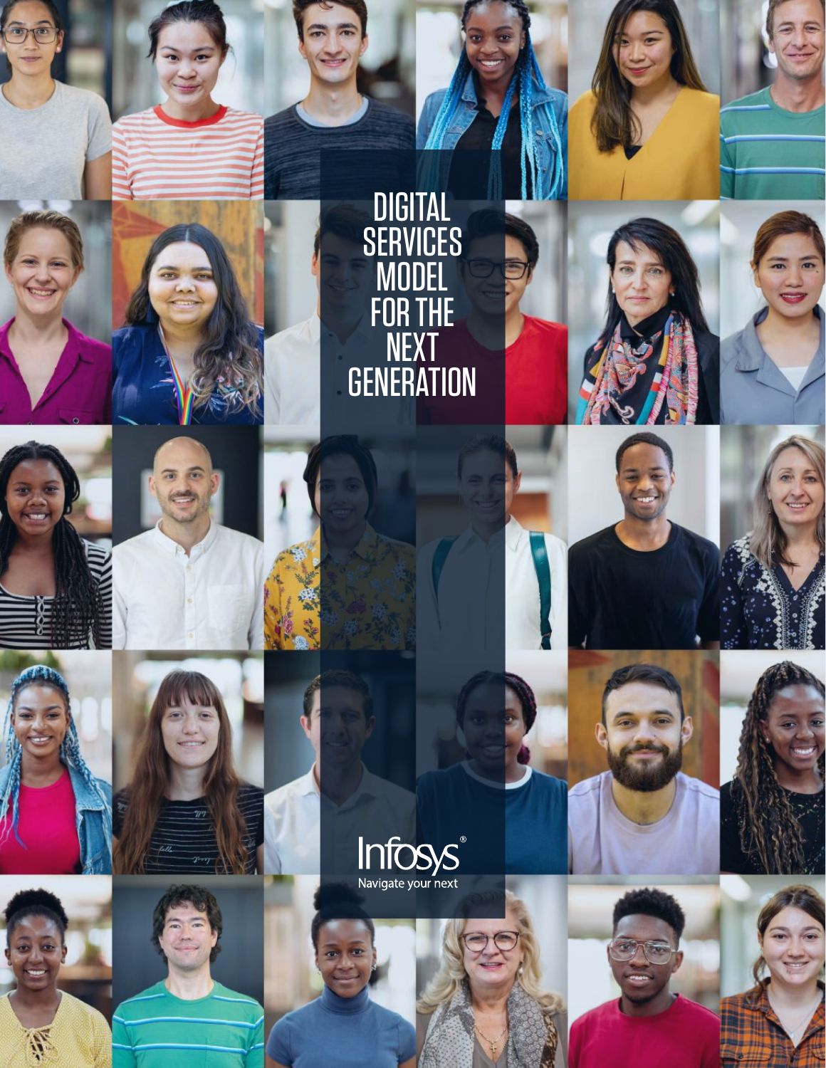# DIGITAL SERVICES MODEL FOR THE NEXT GENERATION

Infosys®

Navigate your next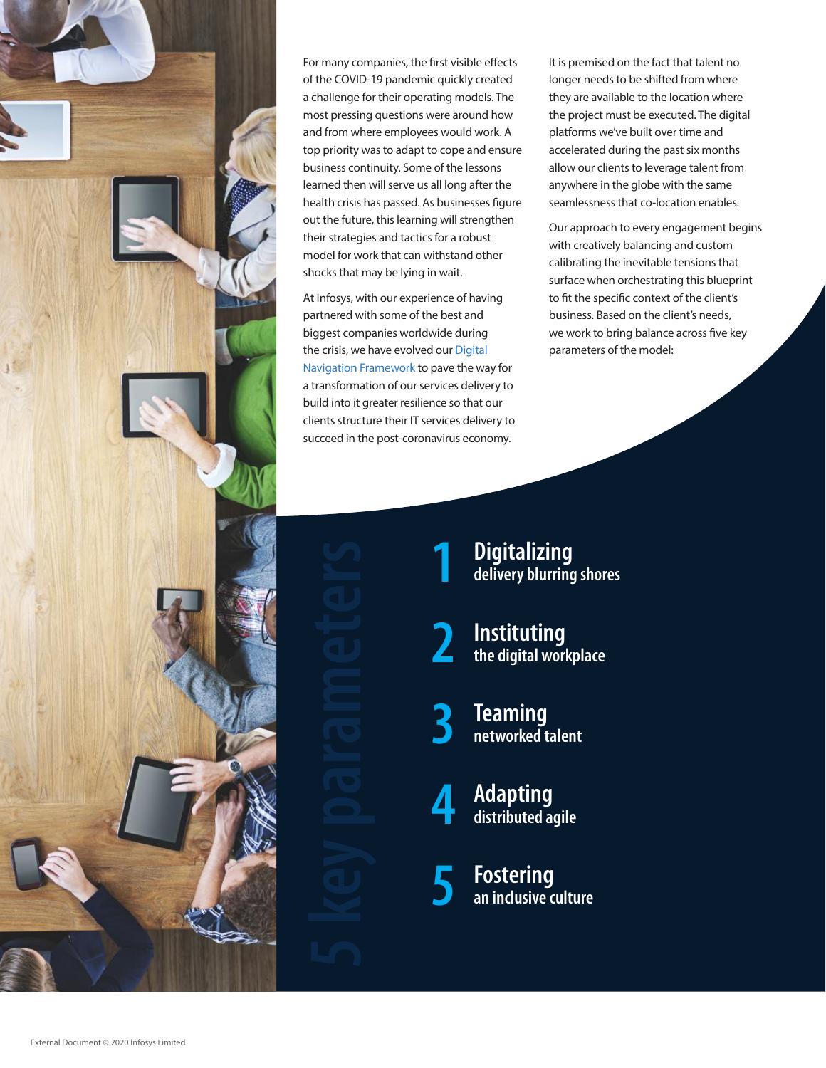For many companies, the first visible effects of the COVID-19 pandemic quickly created a challenge for their operating models. The most pressing questions were around how and from where employees would work. A top priority was to adapt to cope and ensure business continuity. Some of the lessons learned then will serve us all long after the health crisis has passed. As businesses figure out the future, this learning will strengthen their strategies and tactics for a robust model for work that can withstand other shocks that may be lying in wait.

At Infosys, with our experience of having partnered with some of the best and biggest companies worldwide during the crisis, we have evolved our Digital Navigation Framework to pave the way for a transformation of our services delivery to build into it greater resilience so that our clients structure their IT services delivery to succeed in the post-coronavirus economy.

It is premised on the fact that talent no longer needs to be shifted from where they are available to the location where the project must be executed. The digital platforms we've built over time and accelerated during the past six months allow our clients to leverage talent from anywhere in the globe with the same seamlessness that co-location enables.

Our approach to every engagement begins with creatively balancing and custom calibrating the inevitable tensions that surface when orchestrating this blueprint to fit the specific context of the client's business. Based on the client's needs, we work to bring balance across five key parameters of the model:

## 5 key parameters

1. **Digitalizing** delivery blurring shores
2. **Instituting** the digital workplace
3. **Teaming** networked talent
4. **Adapting** distributed agile
5. **Fostering** an inclusive culture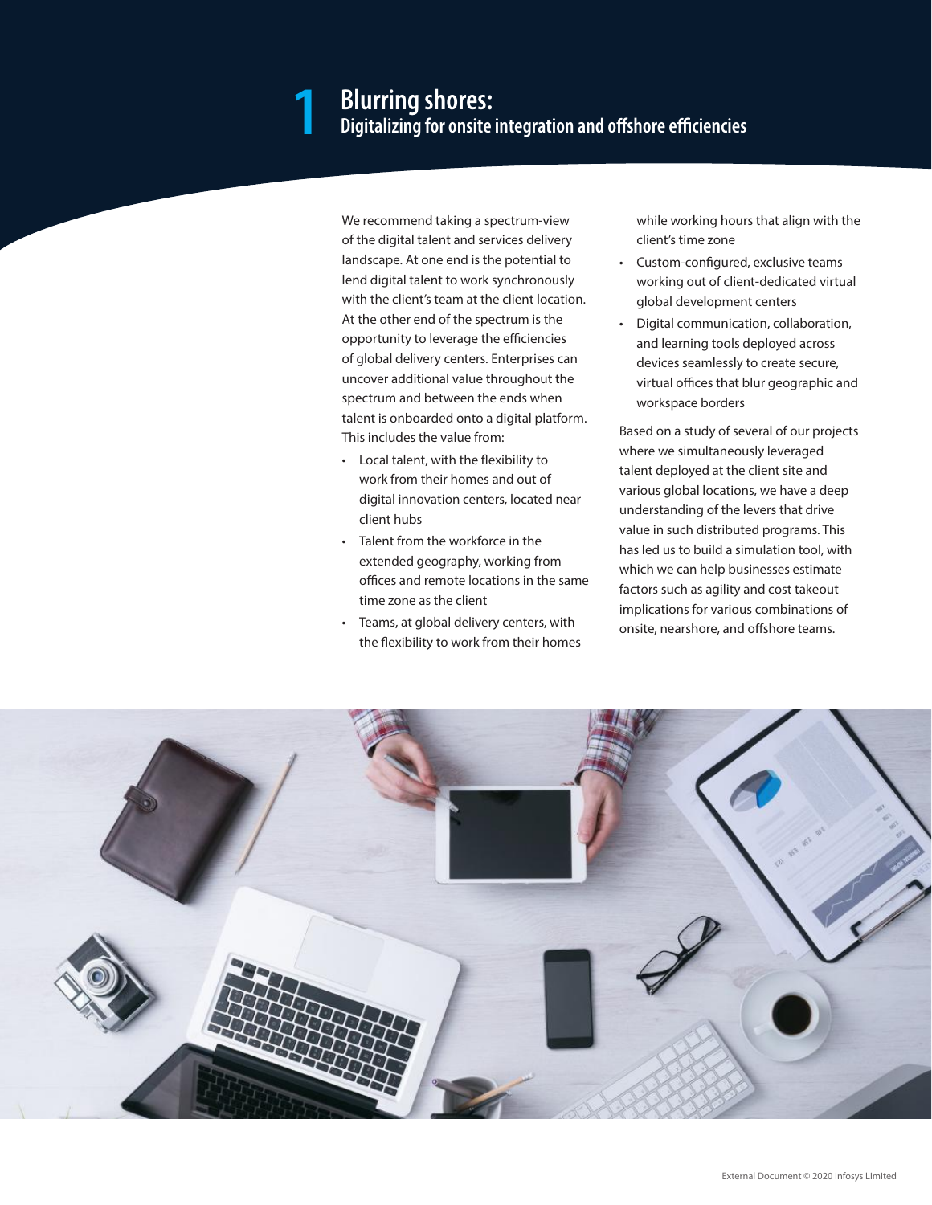# 1 Blurring shores:

## Digitalizing for onsite integration and offshore efficiencies

We recommend taking a spectrum-view of the digital talent and services delivery landscape. At one end is the potential to lend digital talent to work synchronously with the client's team at the client location. At the other end of the spectrum is the opportunity to leverage the efficiencies of global delivery centers. Enterprises can uncover additional value throughout the spectrum and between the ends when talent is onboarded onto a digital platform. This includes the value from:

- Local talent, with the flexibility to work from their homes and out of digital innovation centers, located near client hubs
- Talent from the workforce in the extended geography, working from offices and remote locations in the same time zone as the client
- Teams, at global delivery centers, with the flexibility to work from their homes while working hours that align with the client's time zone
- Custom-configured, exclusive teams working out of client-dedicated virtual global development centers
- Digital communication, collaboration, and learning tools deployed across devices seamlessly to create secure, virtual offices that blur geographic and workspace borders

Based on a study of several of our projects where we simultaneously leveraged talent deployed at the client site and various global locations, we have a deep understanding of the levers that drive value in such distributed programs. This has led us to build a simulation tool, with which we can help businesses estimate factors such as agility and cost takeout implications for various combinations of onsite, nearshore, and offshore teams.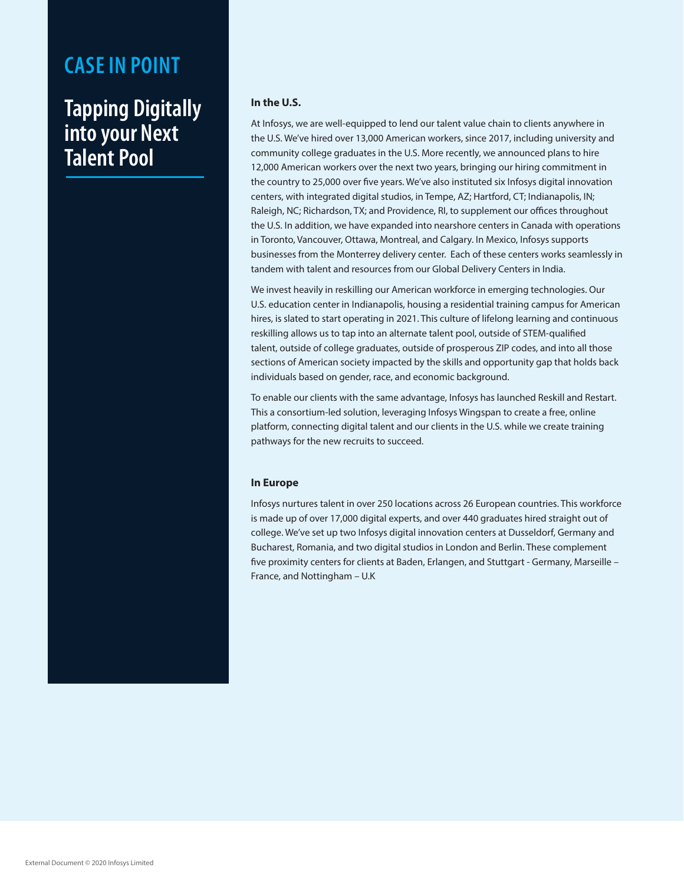## CASE IN POINT

# Tapping Digitally into your Next Talent Pool

### In the U.S.

At Infosys, we are well-equipped to lend our talent value chain to clients anywhere in the U.S. We've hired over 13,000 American workers, since 2017, including university and community college graduates in the U.S. More recently, we announced plans to hire 12,000 American workers over the next two years, bringing our hiring commitment in the country to 25,000 over five years. We've also instituted six Infosys digital innovation centers, with integrated digital studios, in Tempe, AZ; Hartford, CT; Indianapolis, IN; Raleigh, NC; Richardson, TX; and Providence, RI, to supplement our offices throughout the U.S. In addition, we have expanded into nearshore centers in Canada with operations in Toronto, Vancouver, Ottawa, Montreal, and Calgary. In Mexico, Infosys supports businesses from the Monterrey delivery center. Each of these centers works seamlessly in tandem with talent and resources from our Global Delivery Centers in India.

We invest heavily in reskilling our American workforce in emerging technologies. Our U.S. education center in Indianapolis, housing a residential training campus for American hires, is slated to start operating in 2021. This culture of lifelong learning and continuous reskilling allows us to tap into an alternate talent pool, outside of STEM-qualified talent, outside of college graduates, outside of prosperous ZIP codes, and into all those sections of American society impacted by the skills and opportunity gap that holds back individuals based on gender, race, and economic background.

To enable our clients with the same advantage, Infosys has launched Reskill and Restart. This a consortium-led solution, leveraging Infosys Wingspan to create a free, online platform, connecting digital talent and our clients in the U.S. while we create training pathways for the new recruits to succeed.

### In Europe

Infosys nurtures talent in over 250 locations across 26 European countries. This workforce is made up of over 17,000 digital experts, and over 440 graduates hired straight out of college. We've set up two Infosys digital innovation centers at Dusseldorf, Germany and Bucharest, Romania, and two digital studios in London and Berlin. These complement five proximity centers for clients at Baden, Erlangen, and Stuttgart - Germany, Marseille – France, and Nottingham – U.K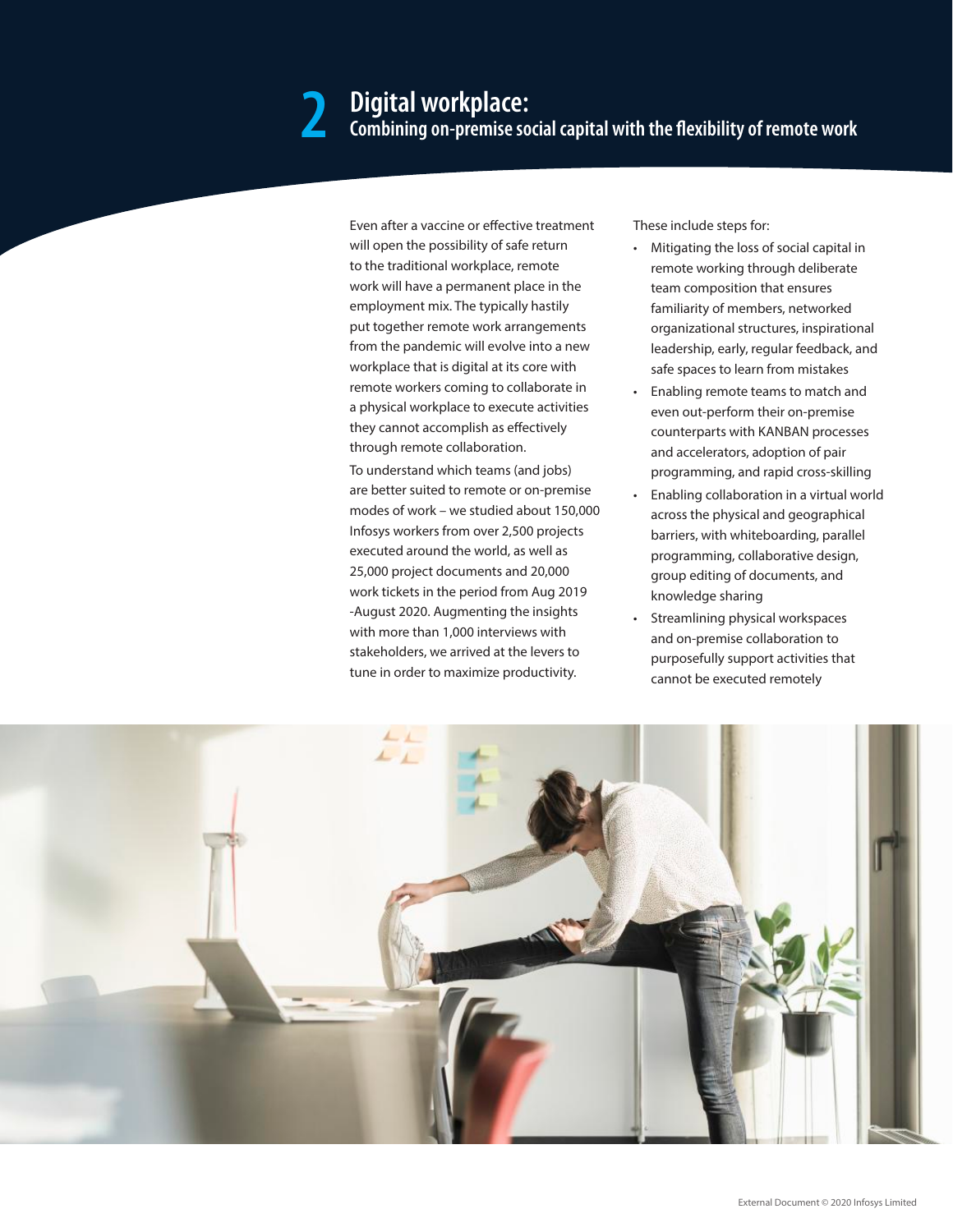# 2 Digital workplace:
## Combining on-premise social capital with the flexibility of remote work

Even after a vaccine or effective treatment will open the possibility of safe return to the traditional workplace, remote work will have a permanent place in the employment mix. The typically hastily put together remote work arrangements from the pandemic will evolve into a new workplace that is digital at its core with remote workers coming to collaborate in a physical workplace to execute activities they cannot accomplish as effectively through remote collaboration.

To understand which teams (and jobs) are better suited to remote or on-premise modes of work – we studied about 150,000 Infosys workers from over 2,500 projects executed around the world, as well as 25,000 project documents and 20,000 work tickets in the period from Aug 2019 -August 2020. Augmenting the insights with more than 1,000 interviews with stakeholders, we arrived at the levers to tune in order to maximize productivity.

These include steps for:

- Mitigating the loss of social capital in remote working through deliberate team composition that ensures familiarity of members, networked organizational structures, inspirational leadership, early, regular feedback, and safe spaces to learn from mistakes
- Enabling remote teams to match and even out-perform their on-premise counterparts with KANBAN processes and accelerators, adoption of pair programming, and rapid cross-skilling
- Enabling collaboration in a virtual world across the physical and geographical barriers, with whiteboarding, parallel programming, collaborative design, group editing of documents, and knowledge sharing
- Streamlining physical workspaces and on-premise collaboration to purposefully support activities that cannot be executed remotely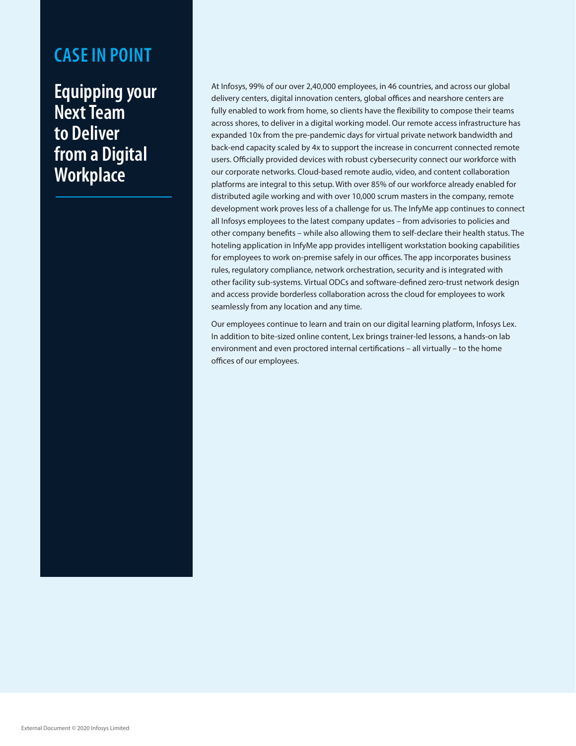## CASE IN POINT

# Equipping your Next Team to Deliver from a Digital Workplace

At Infosys, 99% of our over 2,40,000 employees, in 46 countries, and across our global delivery centers, digital innovation centers, global offices and nearshore centers are fully enabled to work from home, so clients have the flexibility to compose their teams across shores, to deliver in a digital working model. Our remote access infrastructure has expanded 10x from the pre-pandemic days for virtual private network bandwidth and back-end capacity scaled by 4x to support the increase in concurrent connected remote users. Officially provided devices with robust cybersecurity connect our workforce with our corporate networks. Cloud-based remote audio, video, and content collaboration platforms are integral to this setup. With over 85% of our workforce already enabled for distributed agile working and with over 10,000 scrum masters in the company, remote development work proves less of a challenge for us. The InfyMe app continues to connect all Infosys employees to the latest company updates – from advisories to policies and other company benefits – while also allowing them to self-declare their health status. The hoteling application in InfyMe app provides intelligent workstation booking capabilities for employees to work on-premise safely in our offices. The app incorporates business rules, regulatory compliance, network orchestration, security and is integrated with other facility sub-systems. Virtual ODCs and software-defined zero-trust network design and access provide borderless collaboration across the cloud for employees to work seamlessly from any location and any time.

Our employees continue to learn and train on our digital learning platform, Infosys Lex. In addition to bite-sized online content, Lex brings trainer-led lessons, a hands-on lab environment and even proctored internal certifications – all virtually – to the home offices of our employees.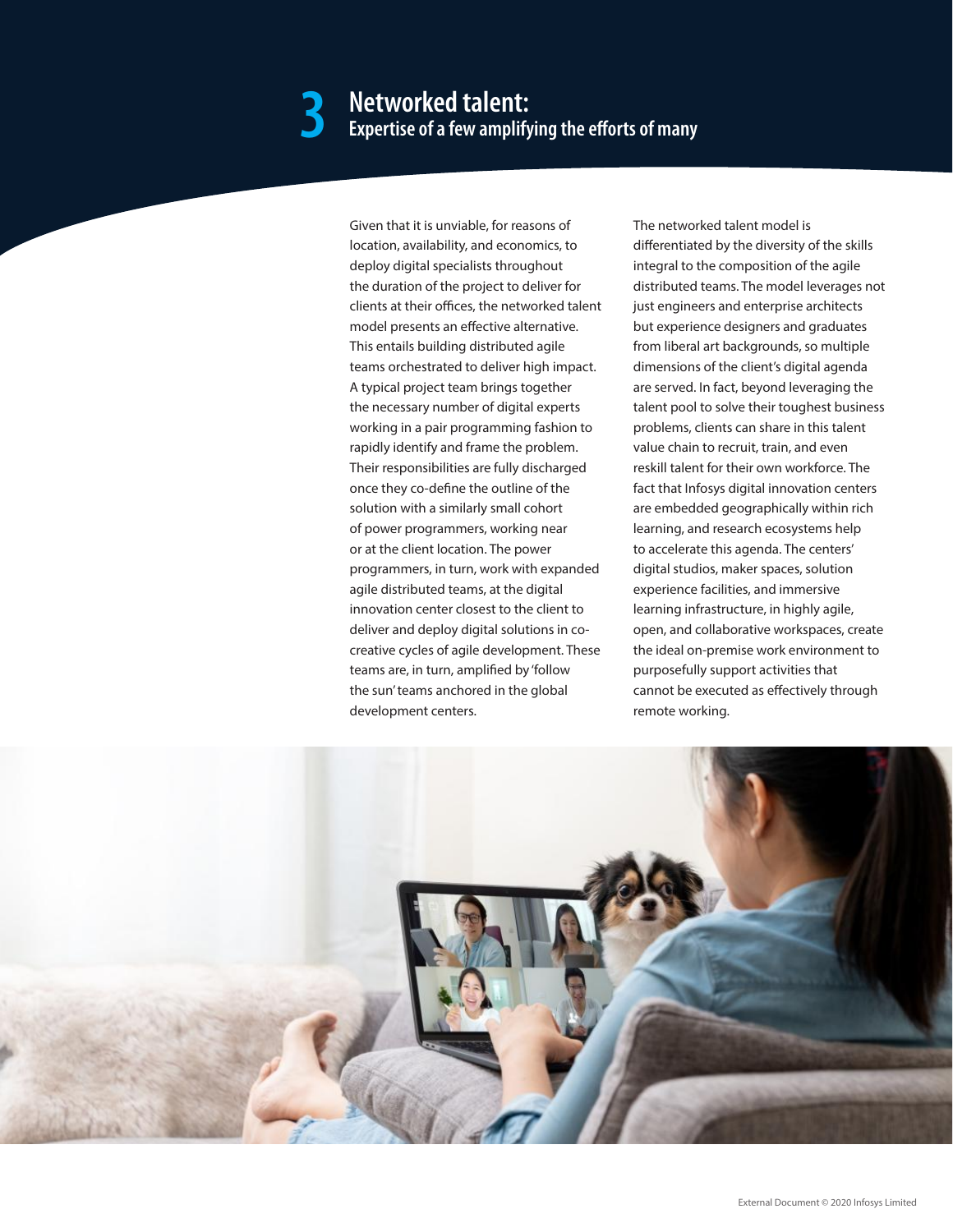# 3 Networked talent:

## Expertise of a few amplifying the efforts of many

Given that it is unviable, for reasons of location, availability, and economics, to deploy digital specialists throughout the duration of the project to deliver for clients at their offices, the networked talent model presents an effective alternative. This entails building distributed agile teams orchestrated to deliver high impact. A typical project team brings together the necessary number of digital experts working in a pair programming fashion to rapidly identify and frame the problem. Their responsibilities are fully discharged once they co-define the outline of the solution with a similarly small cohort of power programmers, working near or at the client location. The power programmers, in turn, work with expanded agile distributed teams, at the digital innovation center closest to the client to deliver and deploy digital solutions in co-creative cycles of agile development. These teams are, in turn, amplified by 'follow the sun' teams anchored in the global development centers.

The networked talent model is differentiated by the diversity of the skills integral to the composition of the agile distributed teams. The model leverages not just engineers and enterprise architects but experience designers and graduates from liberal art backgrounds, so multiple dimensions of the client's digital agenda are served. In fact, beyond leveraging the talent pool to solve their toughest business problems, clients can share in this talent value chain to recruit, train, and even reskill talent for their own workforce. The fact that Infosys digital innovation centers are embedded geographically within rich learning, and research ecosystems help to accelerate this agenda. The centers' digital studios, maker spaces, solution experience facilities, and immersive learning infrastructure, in highly agile, open, and collaborative workspaces, create the ideal on-premise work environment to purposefully support activities that cannot be executed as effectively through remote working.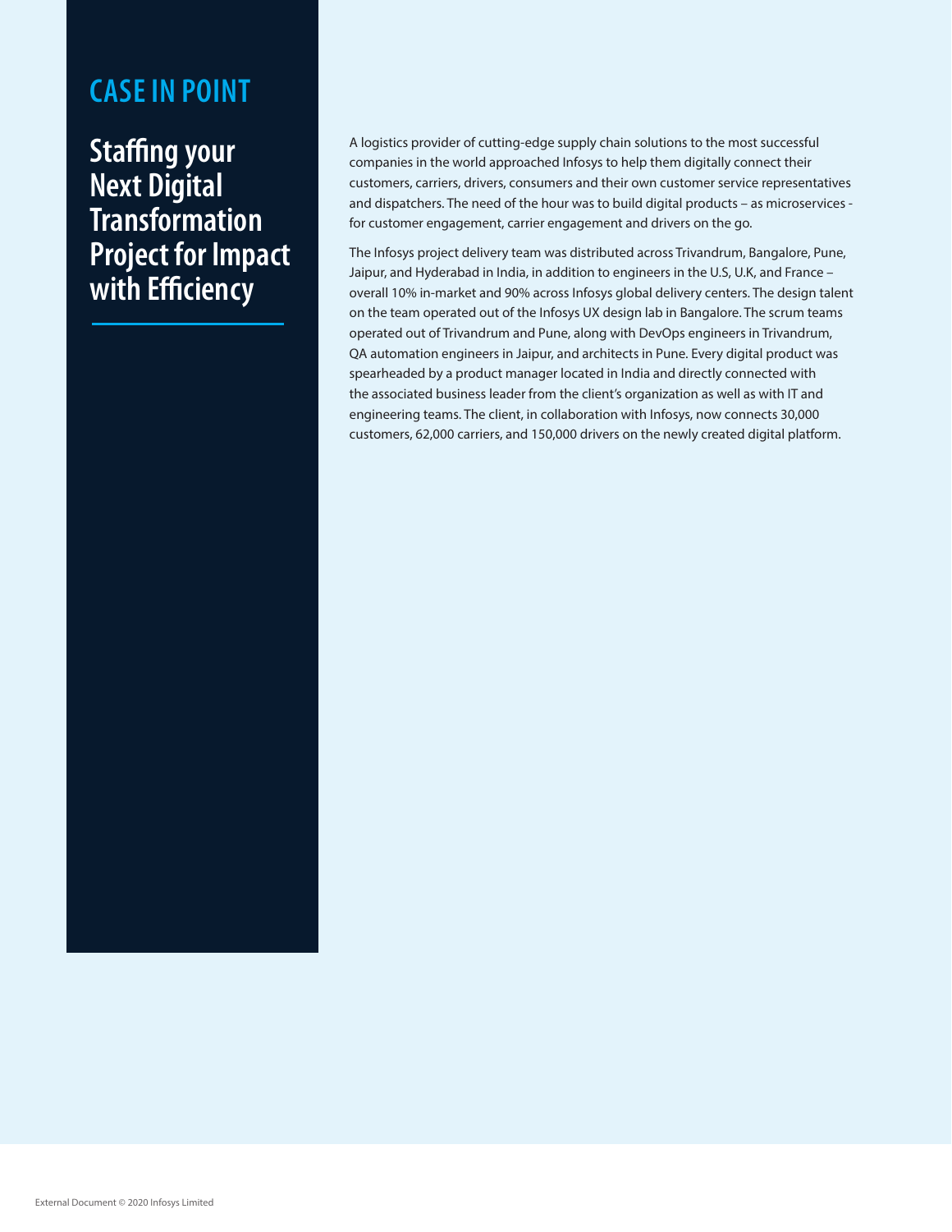## CASE IN POINT

# Staffing your Next Digital Transformation Project for Impact with Efficiency

A logistics provider of cutting-edge supply chain solutions to the most successful companies in the world approached Infosys to help them digitally connect their customers, carriers, drivers, consumers and their own customer service representatives and dispatchers. The need of the hour was to build digital products – as microservices - for customer engagement, carrier engagement and drivers on the go.

The Infosys project delivery team was distributed across Trivandrum, Bangalore, Pune, Jaipur, and Hyderabad in India, in addition to engineers in the U.S, U.K, and France – overall 10% in-market and 90% across Infosys global delivery centers. The design talent on the team operated out of the Infosys UX design lab in Bangalore. The scrum teams operated out of Trivandrum and Pune, along with DevOps engineers in Trivandrum, QA automation engineers in Jaipur, and architects in Pune. Every digital product was spearheaded by a product manager located in India and directly connected with the associated business leader from the client's organization as well as with IT and engineering teams. The client, in collaboration with Infosys, now connects 30,000 customers, 62,000 carriers, and 150,000 drivers on the newly created digital platform.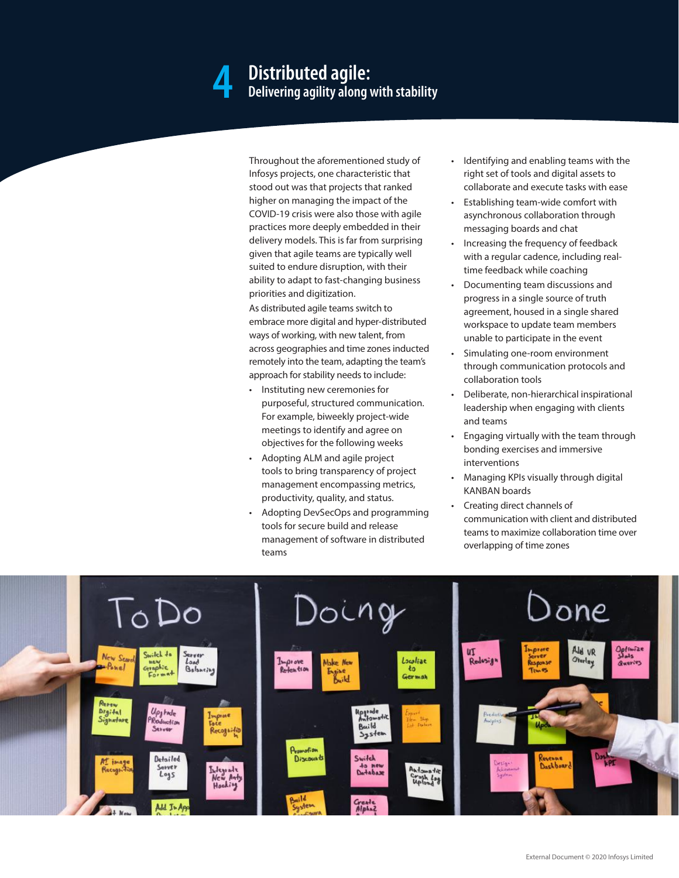# 4 Distributed agile:

## Delivering agility along with stability

Throughout the aforementioned study of Infosys projects, one characteristic that stood out was that projects that ranked higher on managing the impact of the COVID-19 crisis were also those with agile practices more deeply embedded in their delivery models. This is far from surprising given that agile teams are typically well suited to endure disruption, with their ability to adapt to fast-changing business priorities and digitization.

As distributed agile teams switch to embrace more digital and hyper-distributed ways of working, with new talent, from across geographies and time zones inducted remotely into the team, adapting the team's approach for stability needs to include:

- Instituting new ceremonies for purposeful, structured communication. For example, biweekly project-wide meetings to identify and agree on objectives for the following weeks
- Adopting ALM and agile project tools to bring transparency of project management encompassing metrics, productivity, quality, and status.
- Adopting DevSecOps and programming tools for secure build and release management of software in distributed teams
- Identifying and enabling teams with the right set of tools and digital assets to collaborate and execute tasks with ease
- Establishing team-wide comfort with asynchronous collaboration through messaging boards and chat
- Increasing the frequency of feedback with a regular cadence, including real-time feedback while coaching
- Documenting team discussions and progress in a single source of truth agreement, housed in a single shared workspace to update team members unable to participate in the event
- Simulating one-room environment through communication protocols and collaboration tools
- Deliberate, non-hierarchical inspirational leadership when engaging with clients and teams
- Engaging virtually with the team through bonding exercises and immersive interventions
- Managing KPIs visually through digital KANBAN boards
- Creating direct channels of communication with client and distributed teams to maximize collaboration time over overlapping of time zones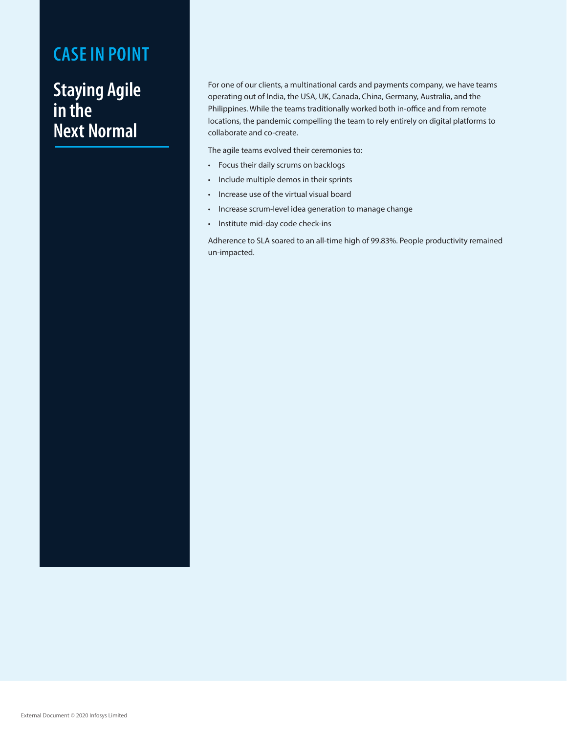## CASE IN POINT

# Staying Agile in the Next Normal

For one of our clients, a multinational cards and payments company, we have teams operating out of India, the USA, UK, Canada, China, Germany, Australia, and the Philippines. While the teams traditionally worked both in-office and from remote locations, the pandemic compelling the team to rely entirely on digital platforms to collaborate and co-create.

The agile teams evolved their ceremonies to:

- Focus their daily scrums on backlogs
- Include multiple demos in their sprints
- Increase use of the virtual visual board
- Increase scrum-level idea generation to manage change
- Institute mid-day code check-ins

Adherence to SLA soared to an all-time high of 99.83%. People productivity remained un-impacted.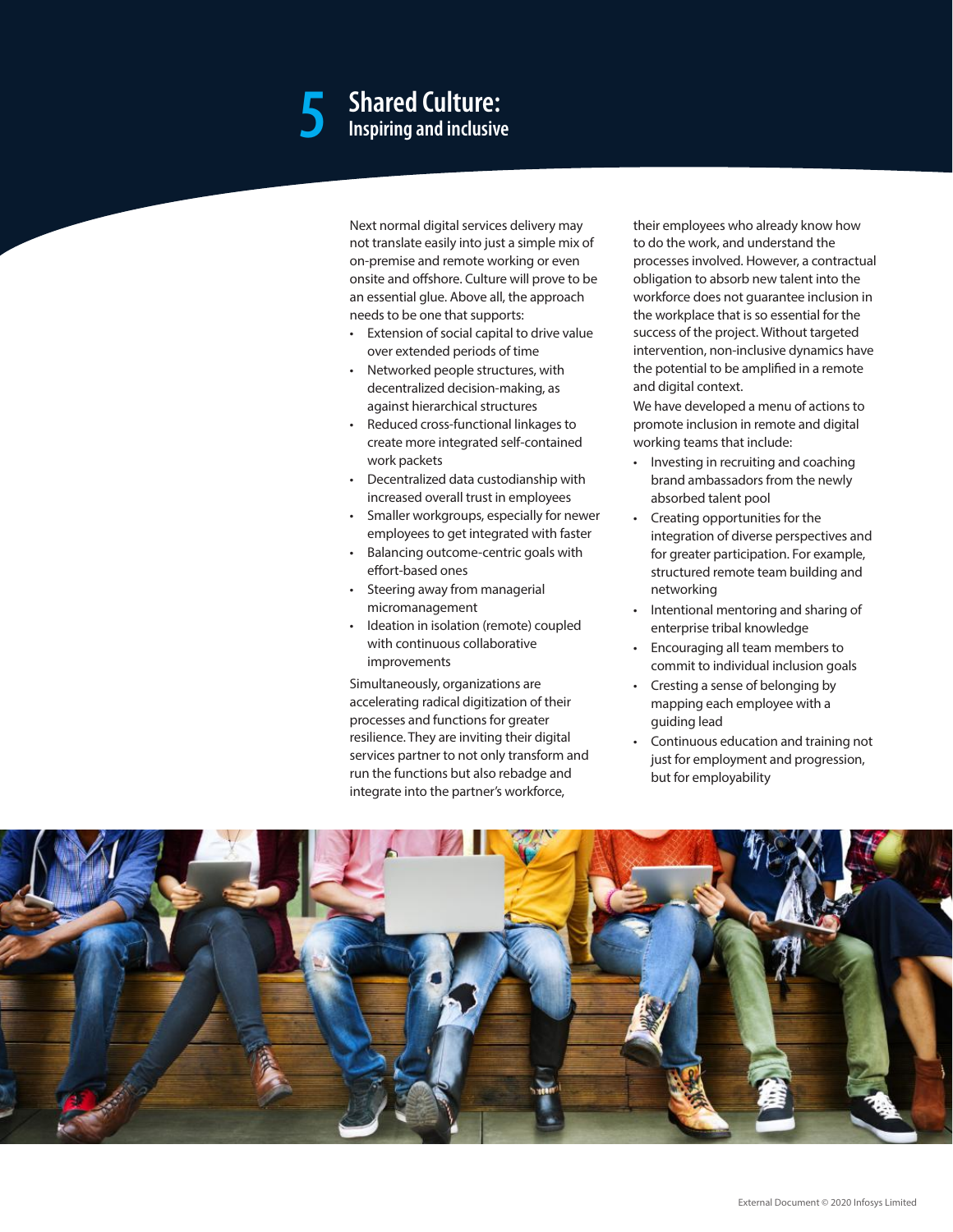# 5 Shared Culture: Inspiring and inclusive

Next normal digital services delivery may not translate easily into just a simple mix of on-premise and remote working or even onsite and offshore. Culture will prove to be an essential glue. Above all, the approach needs to be one that supports:

- Extension of social capital to drive value over extended periods of time
- Networked people structures, with decentralized decision-making, as against hierarchical structures
- Reduced cross-functional linkages to create more integrated self-contained work packets
- Decentralized data custodianship with increased overall trust in employees
- Smaller workgroups, especially for newer employees to get integrated with faster
- Balancing outcome-centric goals with effort-based ones
- Steering away from managerial micromanagement
- Ideation in isolation (remote) coupled with continuous collaborative improvements

Simultaneously, organizations are accelerating radical digitization of their processes and functions for greater resilience. They are inviting their digital services partner to not only transform and run the functions but also rebadge and integrate into the partner's workforce, their employees who already know how to do the work, and understand the processes involved. However, a contractual obligation to absorb new talent into the workforce does not guarantee inclusion in the workplace that is so essential for the success of the project. Without targeted intervention, non-inclusive dynamics have the potential to be amplified in a remote and digital context.

We have developed a menu of actions to promote inclusion in remote and digital working teams that include:

- Investing in recruiting and coaching brand ambassadors from the newly absorbed talent pool
- Creating opportunities for the integration of diverse perspectives and for greater participation. For example, structured remote team building and networking
- Intentional mentoring and sharing of enterprise tribal knowledge
- Encouraging all team members to commit to individual inclusion goals
- Cresting a sense of belonging by mapping each employee with a guiding lead
- Continuous education and training not just for employment and progression, but for employability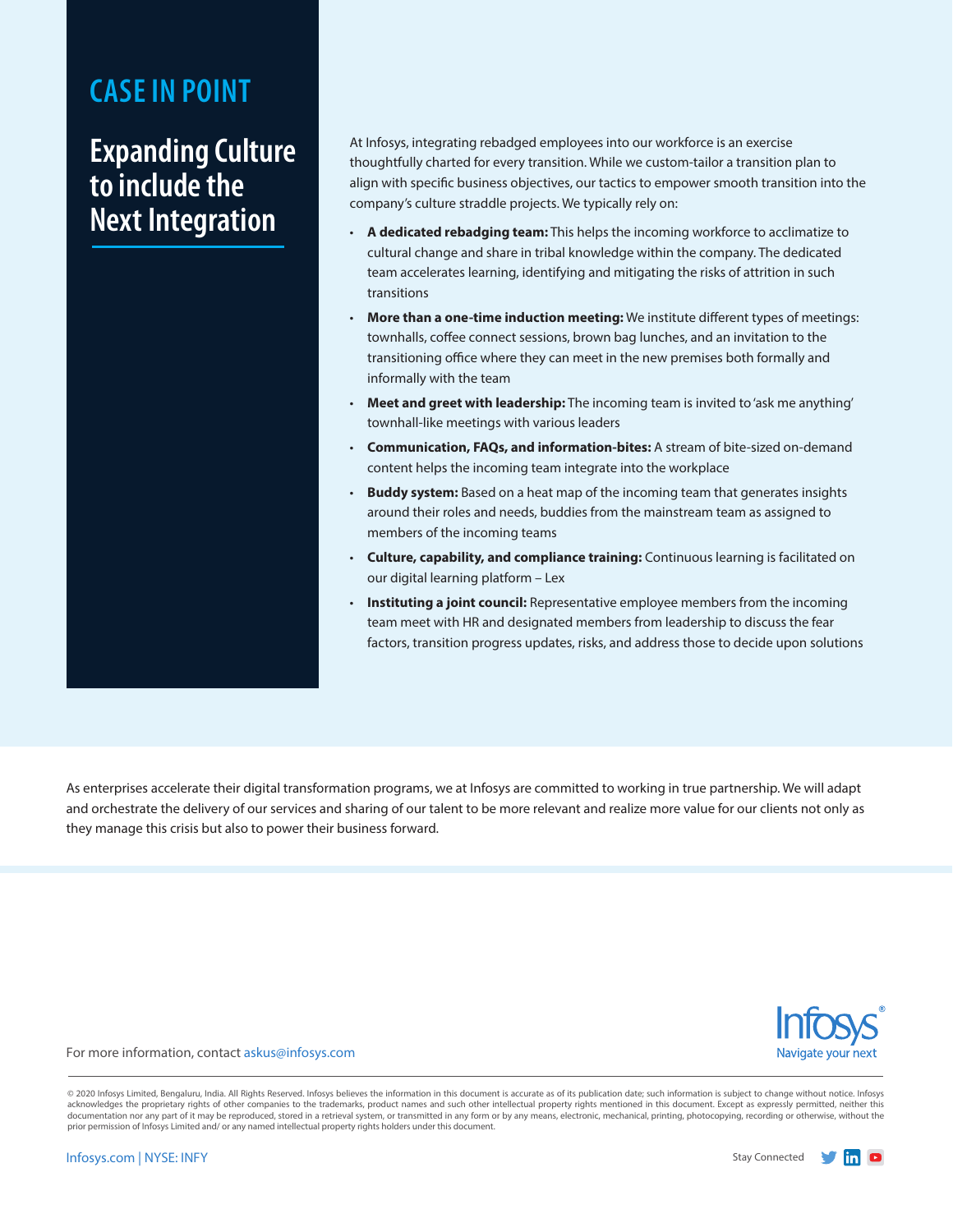## CASE IN POINT

### Expanding Culture to include the Next Integration

At Infosys, integrating rebadged employees into our workforce is an exercise thoughtfully charted for every transition. While we custom-tailor a transition plan to align with specific business objectives, our tactics to empower smooth transition into the company's culture straddle projects. We typically rely on:

- **A dedicated rebadging team:** This helps the incoming workforce to acclimatize to cultural change and share in tribal knowledge within the company. The dedicated team accelerates learning, identifying and mitigating the risks of attrition in such transitions
- **More than a one-time induction meeting:** We institute different types of meetings: townhalls, coffee connect sessions, brown bag lunches, and an invitation to the transitioning office where they can meet in the new premises both formally and informally with the team
- **Meet and greet with leadership:** The incoming team is invited to 'ask me anything' townhall-like meetings with various leaders
- **Communication, FAQs, and information-bites:** A stream of bite-sized on-demand content helps the incoming team integrate into the workplace
- **Buddy system:** Based on a heat map of the incoming team that generates insights around their roles and needs, buddies from the mainstream team as assigned to members of the incoming teams
- **Culture, capability, and compliance training:** Continuous learning is facilitated on our digital learning platform – Lex
- **Instituting a joint council:** Representative employee members from the incoming team meet with HR and designated members from leadership to discuss the fear factors, transition progress updates, risks, and address those to decide upon solutions

As enterprises accelerate their digital transformation programs, we at Infosys are committed to working in true partnership. We will adapt and orchestrate the delivery of our services and sharing of our talent to be more relevant and realize more value for our clients not only as they manage this crisis but also to power their business forward.

For more information, contact askus@infosys.com

Infosys® Navigate your next

© 2020 Infosys Limited, Bengaluru, India. All Rights Reserved. Infosys believes the information in this document is accurate as of its publication date; such information is subject to change without notice. Infosys acknowledges the proprietary rights of other companies to the trademarks, product names and such other intellectual property rights mentioned in this document. Except as expressly permitted, neither this documentation nor any part of it may be reproduced, stored in a retrieval system, or transmitted in any form or by any means, electronic, mechanical, printing, photocopying, recording or otherwise, without the prior permission of Infosys Limited and/ or any named intellectual property rights holders under this document.

Infosys.com | NYSE: INFY

Stay Connected